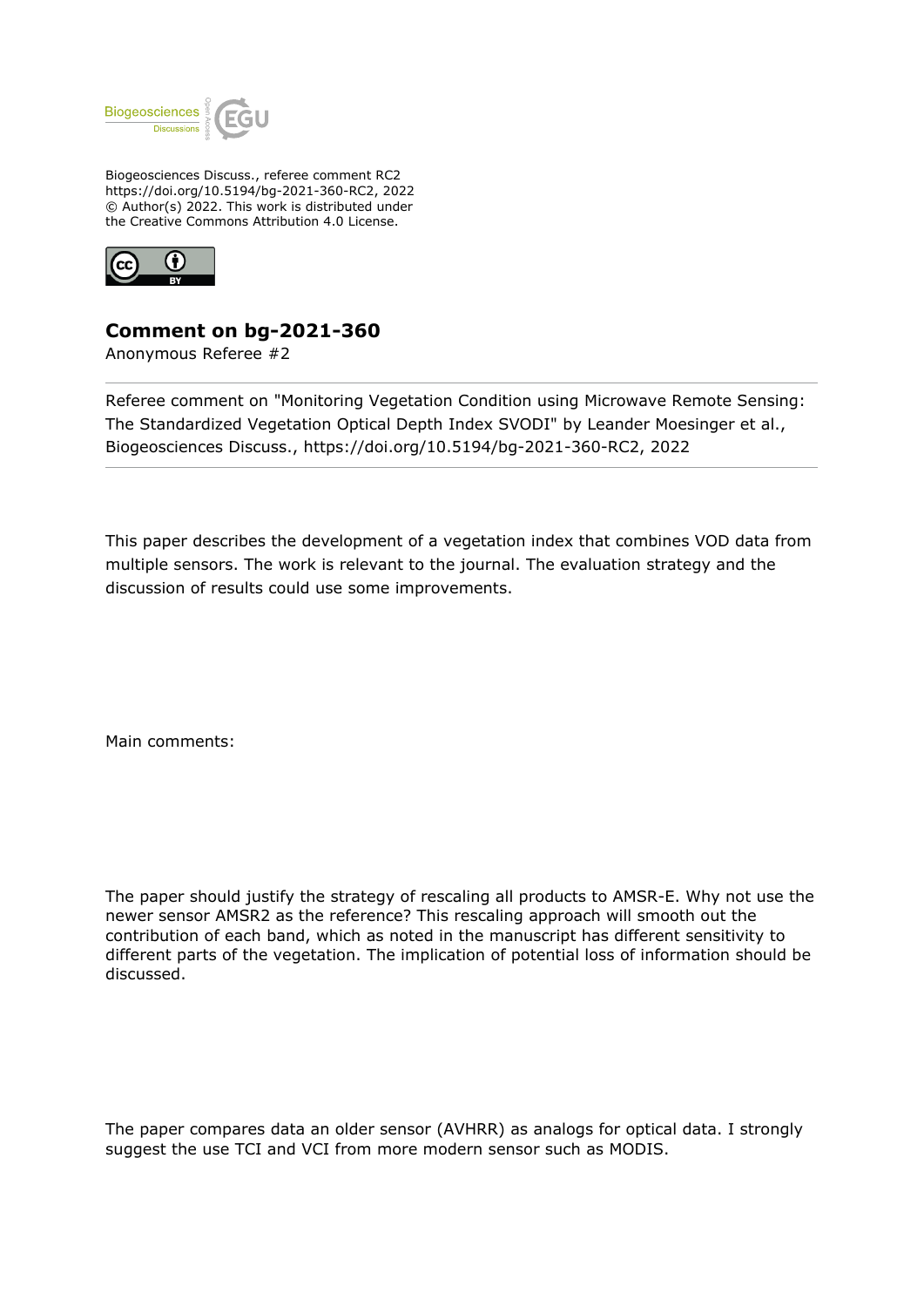Biogeosciences Discuss., referee comment RC2
https://doi.org/10.5194/bg-2021-360-RC2, 2022
© Author(s) 2022. This work is distributed under
the Creative Commons Attribution 4.0 License.

# Comment on bg-2021-360

Anonymous Referee #2

Referee comment on "Monitoring Vegetation Condition using Microwave Remote Sensing: The Standardized Vegetation Optical Depth Index SVODI" by Leander Moesinger et al., Biogeosciences Discuss., https://doi.org/10.5194/bg-2021-360-RC2, 2022

This paper describes the development of a vegetation index that combines VOD data from multiple sensors. The work is relevant to the journal. The evaluation strategy and the discussion of results could use some improvements.

Main comments:

The paper should justify the strategy of rescaling all products to AMSR-E. Why not use the newer sensor AMSR2 as the reference? This rescaling approach will smooth out the contribution of each band, which as noted in the manuscript has different sensitivity to different parts of the vegetation. The implication of potential loss of information should be discussed.

The paper compares data an older sensor (AVHRR) as analogs for optical data. I strongly suggest the use TCI and VCI from more modern sensor such as MODIS.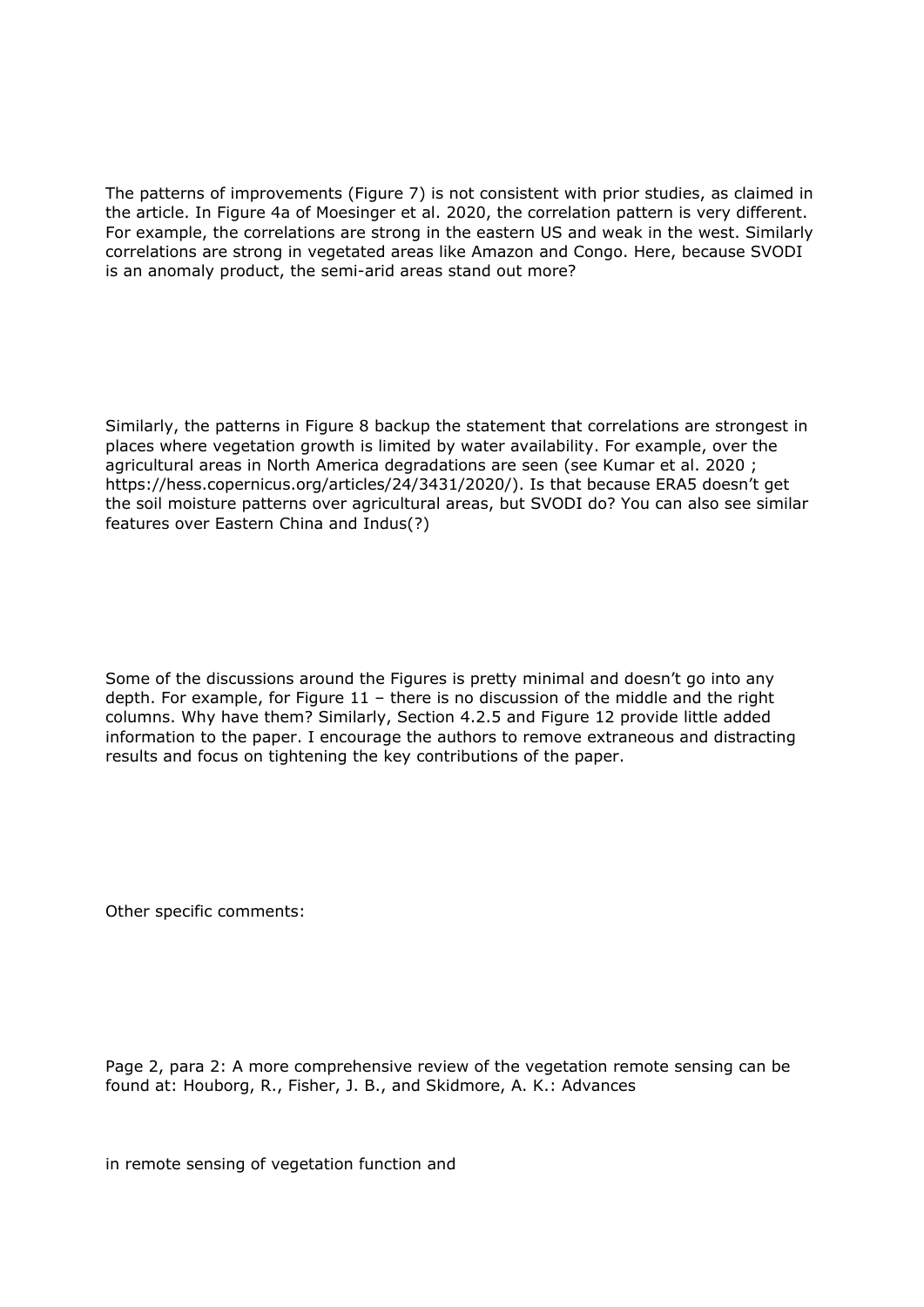The patterns of improvements (Figure 7) is not consistent with prior studies, as claimed in the article. In Figure 4a of Moesinger et al. 2020, the correlation pattern is very different. For example, the correlations are strong in the eastern US and weak in the west. Similarly correlations are strong in vegetated areas like Amazon and Congo. Here, because SVODI is an anomaly product, the semi-arid areas stand out more?

Similarly, the patterns in Figure 8 backup the statement that correlations are strongest in places where vegetation growth is limited by water availability. For example, over the agricultural areas in North America degradations are seen (see Kumar et al. 2020 ; https://hess.copernicus.org/articles/24/3431/2020/). Is that because ERA5 doesn't get the soil moisture patterns over agricultural areas, but SVODI do? You can also see similar features over Eastern China and Indus(?)

Some of the discussions around the Figures is pretty minimal and doesn't go into any depth. For example, for Figure 11 – there is no discussion of the middle and the right columns. Why have them? Similarly, Section 4.2.5 and Figure 12 provide little added information to the paper. I encourage the authors to remove extraneous and distracting results and focus on tightening the key contributions of the paper.

Other specific comments:

Page 2, para 2: A more comprehensive review of the vegetation remote sensing can be found at: Houborg, R., Fisher, J. B., and Skidmore, A. K.: Advances

in remote sensing of vegetation function and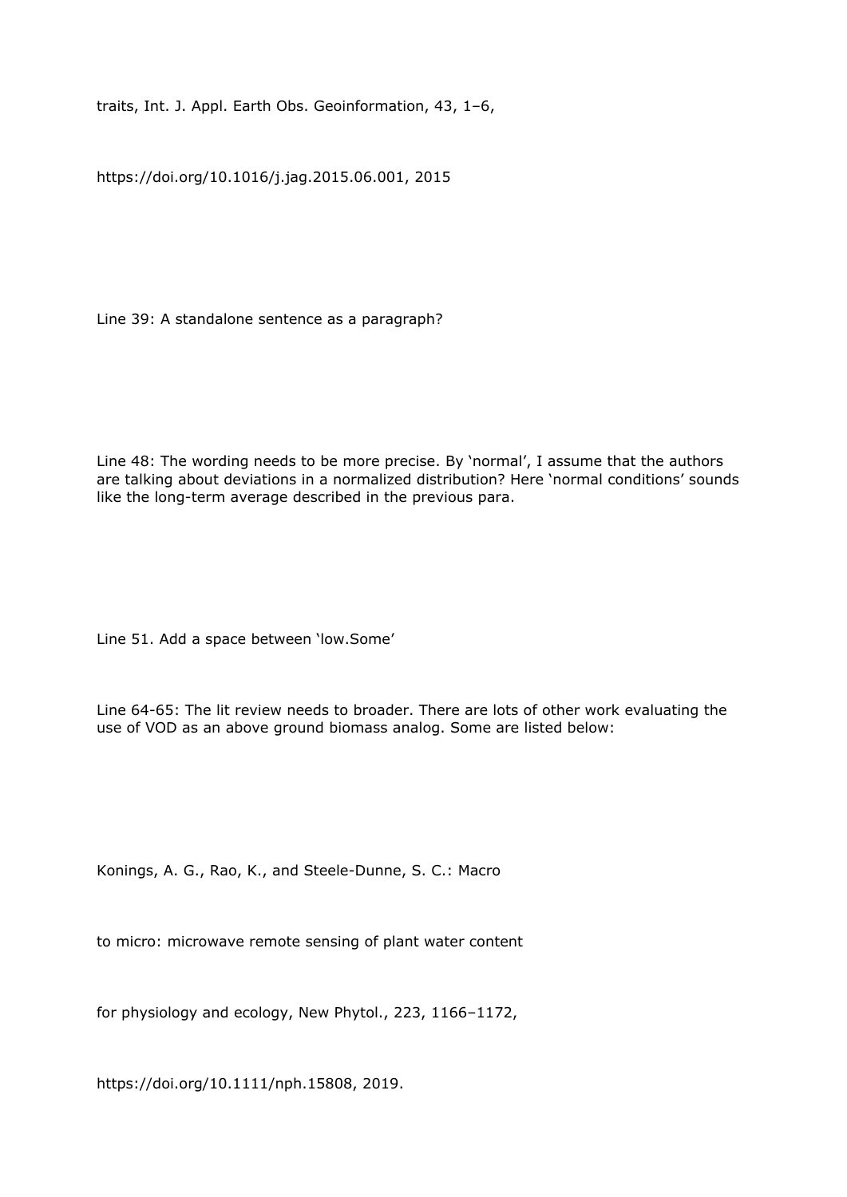traits, Int. J. Appl. Earth Obs. Geoinformation, 43, 1–6,

https://doi.org/10.1016/j.jag.2015.06.001, 2015

Line 39: A standalone sentence as a paragraph?

Line 48: The wording needs to be more precise. By 'normal', I assume that the authors are talking about deviations in a normalized distribution? Here 'normal conditions' sounds like the long-term average described in the previous para.

Line 51. Add a space between 'low.Some'

Line 64-65: The lit review needs to broader. There are lots of other work evaluating the use of VOD as an above ground biomass analog. Some are listed below:

Konings, A. G., Rao, K., and Steele-Dunne, S. C.: Macro

to micro: microwave remote sensing of plant water content

for physiology and ecology, New Phytol., 223, 1166–1172,

https://doi.org/10.1111/nph.15808, 2019.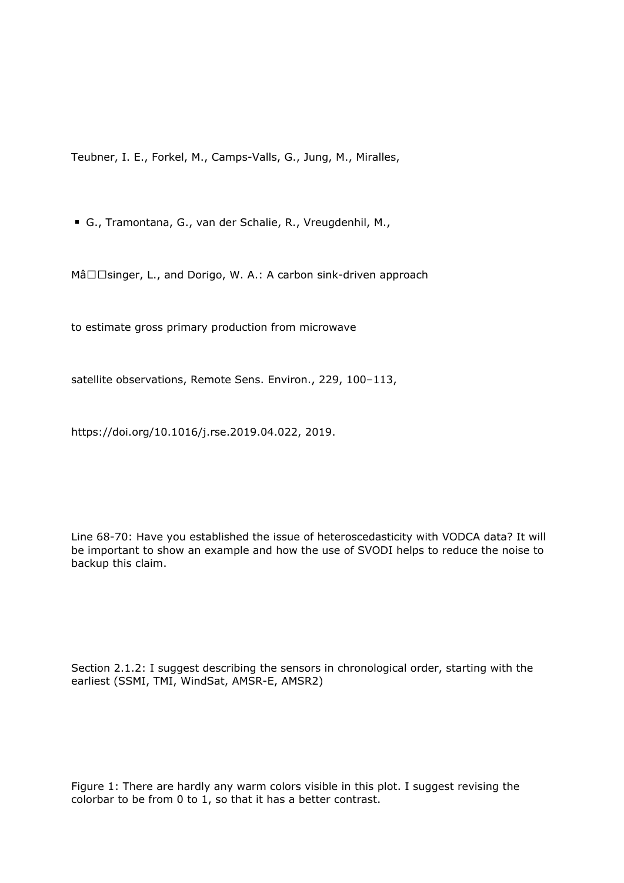Teubner, I. E., Forkel, M., Camps-Valls, G., Jung, M., Miralles,

- G., Tramontana, G., van der Schalie, R., Vreugdenhil, M.,

Mâ□□singer, L., and Dorigo, W. A.: A carbon sink-driven approach

to estimate gross primary production from microwave

satellite observations, Remote Sens. Environ., 229, 100–113,

https://doi.org/10.1016/j.rse.2019.04.022, 2019.

Line 68-70: Have you established the issue of heteroscedasticity with VODCA data? It will be important to show an example and how the use of SVODI helps to reduce the noise to backup this claim.

Section 2.1.2: I suggest describing the sensors in chronological order, starting with the earliest (SSMI, TMI, WindSat, AMSR-E, AMSR2)

Figure 1: There are hardly any warm colors visible in this plot. I suggest revising the colorbar to be from 0 to 1, so that it has a better contrast.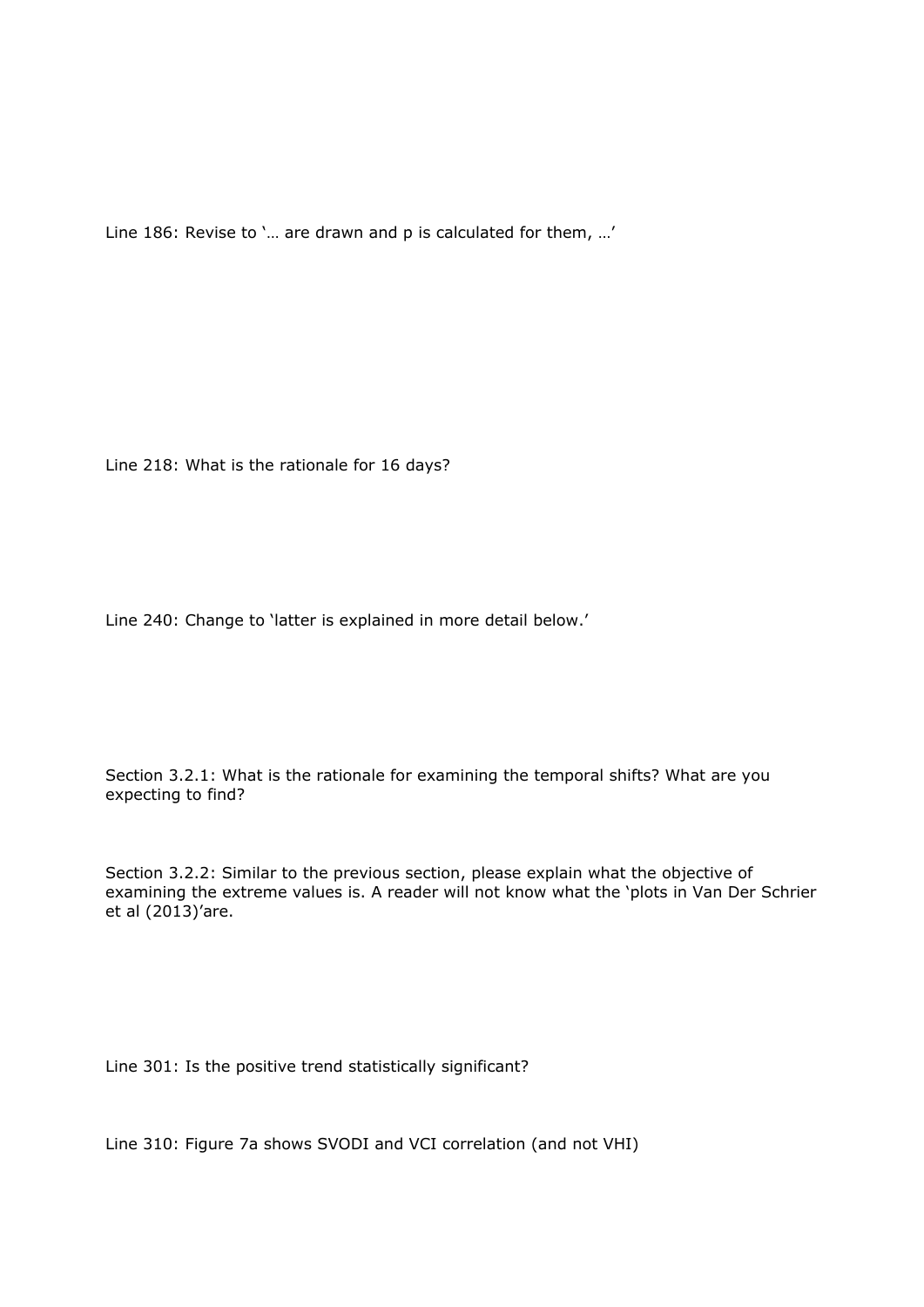Line 186: Revise to '… are drawn and p is calculated for them, …'

Line 218: What is the rationale for 16 days?

Line 240: Change to 'latter is explained in more detail below.'

Section 3.2.1: What is the rationale for examining the temporal shifts? What are you expecting to find?

Section 3.2.2: Similar to the previous section, please explain what the objective of examining the extreme values is. A reader will not know what the 'plots in Van Der Schrier et al (2013)'are.

Line 301: Is the positive trend statistically significant?

Line 310: Figure 7a shows SVODI and VCI correlation (and not VHI)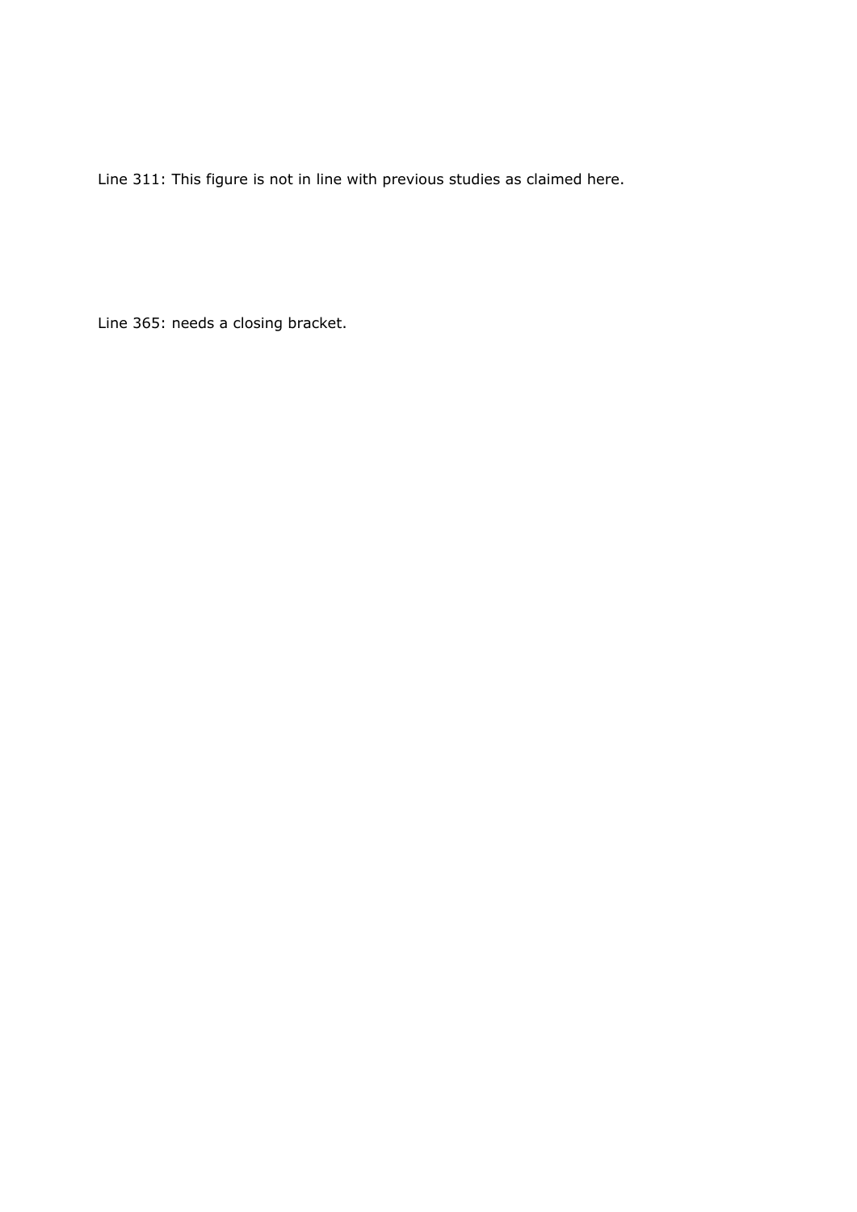Line 311: This figure is not in line with previous studies as claimed here.

Line 365: needs a closing bracket.